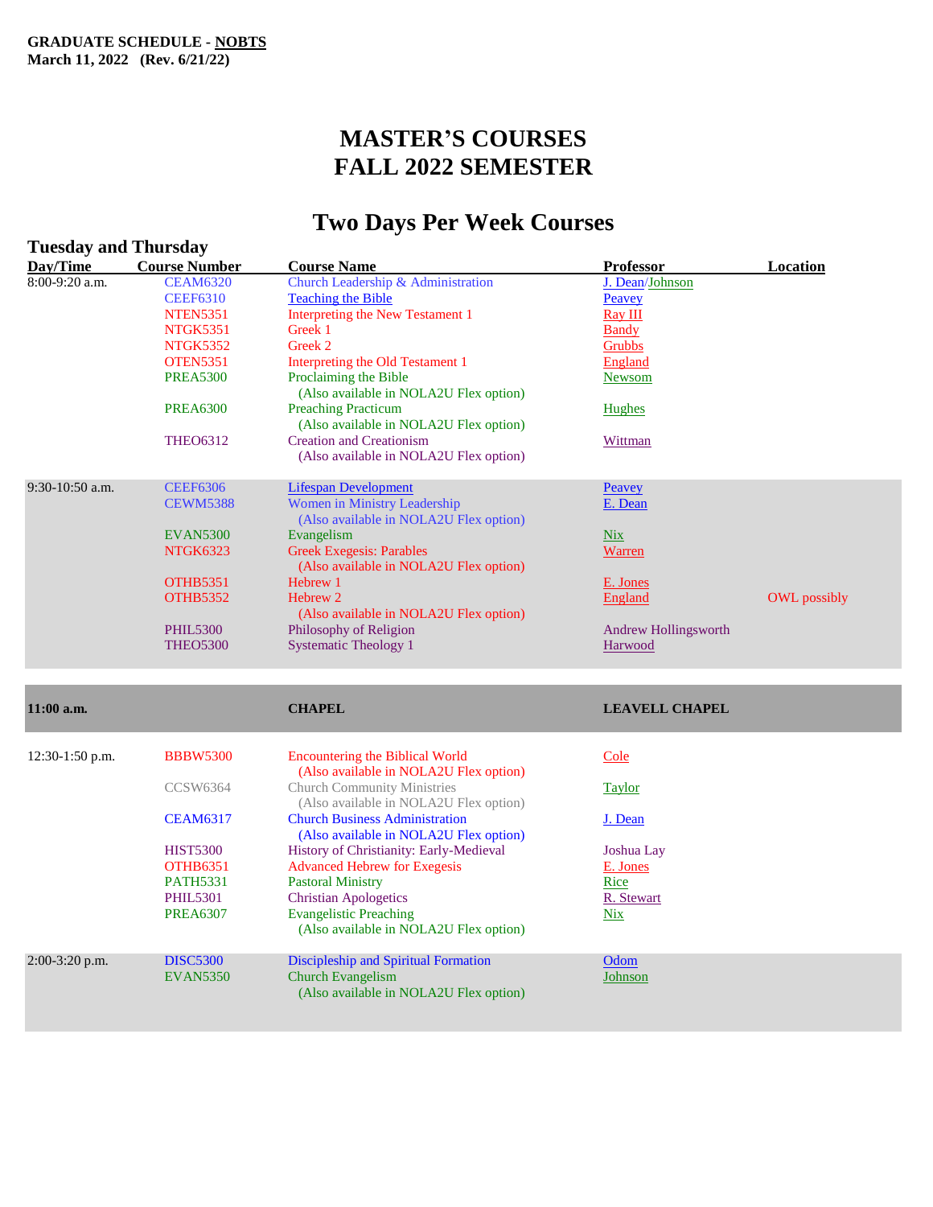**GRADUATE SCHEDULE - NOBTS**
**March 11, 2022 (Rev. 6/21/22)**

# MASTER'S COURSES
# FALL 2022 SEMESTER

## Two Days Per Week Courses

### Tuesday and Thursday

| Day/Time | Course Number | Course Name | Professor | Location |
|---|---|---|---|---|
| 8:00-9:20 a.m. | CEAM6320 | Church Leadership & Administration | J. Dean/Johnson | |
| | CEEF6310 | Teaching the Bible | Peavey | |
| | NTEN5351 | Interpreting the New Testament 1 | Ray III | |
| | NTGK5351 | Greek 1 | Bandy | |
| | NTGK5352 | Greek 2 | Grubbs | |
| | OTEN5351 | Interpreting the Old Testament 1 | England | |
| | PREA5300 | Proclaiming the Bible (Also available in NOLA2U Flex option) | Newsom | |
| | PREA6300 | Preaching Practicum (Also available in NOLA2U Flex option) | Hughes | |
| | THEO6312 | Creation and Creationism (Also available in NOLA2U Flex option) | Wittman | |
| 9:30-10:50 a.m. | CEEF6306 | Lifespan Development | Peavey | |
| | CEWM5388 | Women in Ministry Leadership (Also available in NOLA2U Flex option) | E. Dean | |
| | EVAN5300 | Evangelism | Nix | |
| | NTGK6323 | Greek Exegesis: Parables (Also available in NOLA2U Flex option) | Warren | |
| | OTHB5351 | Hebrew 1 | E. Jones | |
| | OTHB5352 | Hebrew 2 (Also available in NOLA2U Flex option) | England | OWL possibly |
| | PHIL5300 | Philosophy of Religion | Andrew Hollingsworth | |
| | THEO5300 | Systematic Theology 1 | Harwood | |
| **11:00 a.m.** | | **CHAPEL** | **LEAVELL CHAPEL** | |
| 12:30-1:50 p.m. | BBBW5300 | Encountering the Biblical World (Also available in NOLA2U Flex option) | Cole | |
| | CCSW6364 | Church Community Ministries (Also available in NOLA2U Flex option) | Taylor | |
| | CEAM6317 | Church Business Administration (Also available in NOLA2U Flex option) | J. Dean | |
| | HIST5300 | History of Christianity: Early-Medieval | Joshua Lay | |
| | OTHB6351 | Advanced Hebrew for Exegesis | E. Jones | |
| | PATH5331 | Pastoral Ministry | Rice | |
| | PHIL5301 | Christian Apologetics | R. Stewart | |
| | PREA6307 | Evangelistic Preaching (Also available in NOLA2U Flex option) | Nix | |
| 2:00-3:20 p.m. | DISC5300 | Discipleship and Spiritual Formation | Odom | |
| | EVAN5350 | Church Evangelism (Also available in NOLA2U Flex option) | Johnson | |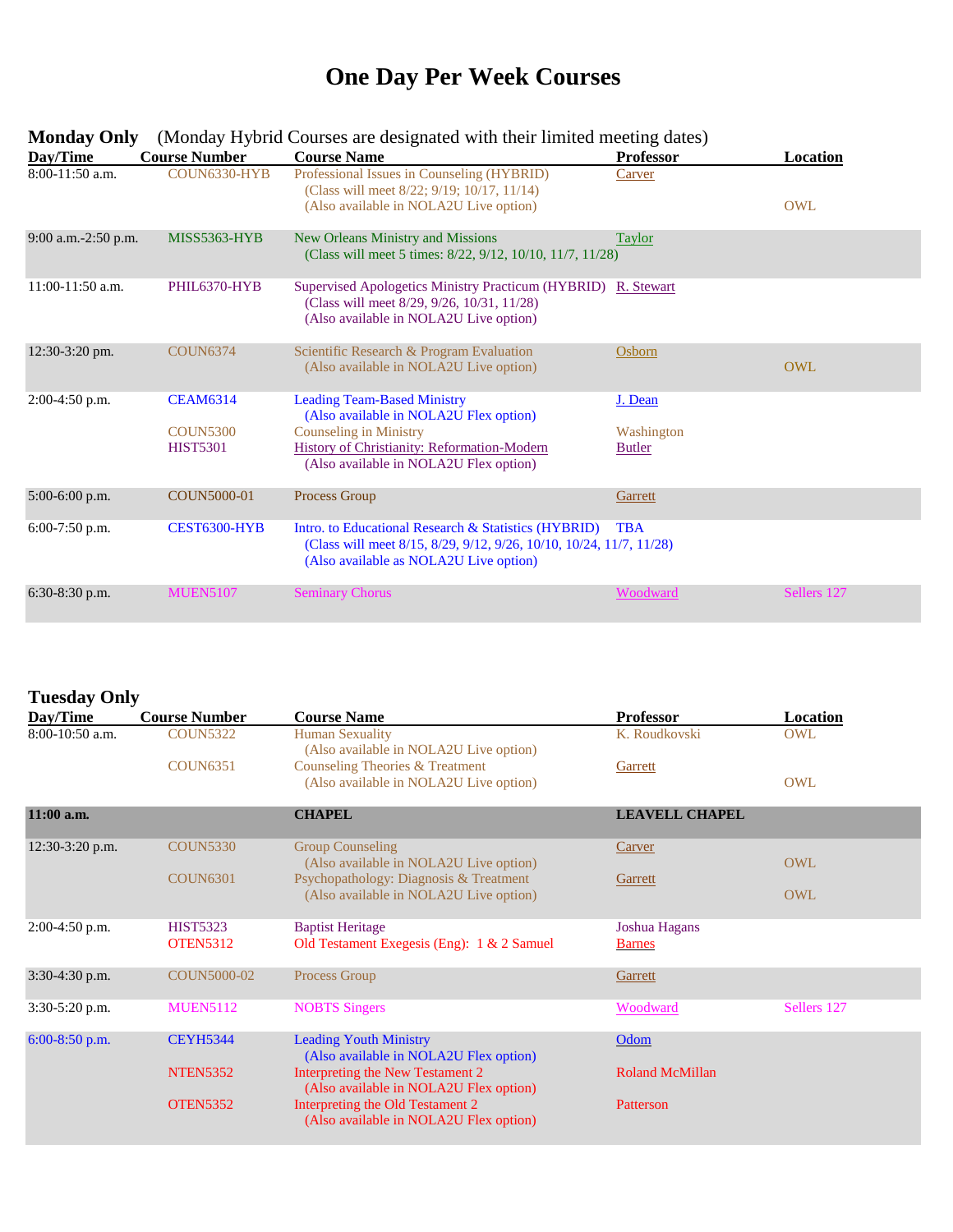# One Day Per Week Courses

## Monday Only (Monday Hybrid Courses are designated with their limited meeting dates)

| Day/Time | Course Number | Course Name | Professor | Location |
|---|---|---|---|---|
| 8:00-11:50 a.m. | COUN6330-HYB | Professional Issues in Counseling (HYBRID) (Class will meet 8/22; 9/19; 10/17, 11/14) (Also available in NOLA2U Live option) | Carver | OWL |
| 9:00 a.m.-2:50 p.m. | MISS5363-HYB | New Orleans Ministry and Missions (Class will meet 5 times: 8/22, 9/12, 10/10, 11/7, 11/28) | Taylor | |
| 11:00-11:50 a.m. | PHIL6370-HYB | Supervised Apologetics Ministry Practicum (HYBRID) (Class will meet 8/29, 9/26, 10/31, 11/28) (Also available in NOLA2U Live option) | R. Stewart | |
| 12:30-3:20 pm. | COUN6374 | Scientific Research & Program Evaluation (Also available in NOLA2U Live option) | Osborn | OWL |
| 2:00-4:50 p.m. | CEAM6314 | Leading Team-Based Ministry (Also available in NOLA2U Flex option) | J. Dean | |
| | COUN5300 | Counseling in Ministry | Washington | |
| | HIST5301 | History of Christianity: Reformation-Modern (Also available in NOLA2U Flex option) | Butler | |
| 5:00-6:00 p.m. | COUN5000-01 | Process Group | Garrett | |
| 6:00-7:50 p.m. | CEST6300-HYB | Intro. to Educational Research & Statistics (HYBRID) (Class will meet 8/15, 8/29, 9/12, 9/26, 10/10, 10/24, 11/7, 11/28) (Also available as NOLA2U Live option) | TBA | |
| 6:30-8:30 p.m. | MUEN5107 | Seminary Chorus | Woodward | Sellers 127 |

## Tuesday Only

| Day/Time | Course Number | Course Name | Professor | Location |
|---|---|---|---|---|
| 8:00-10:50 a.m. | COUN5322 | Human Sexuality (Also available in NOLA2U Live option) | K. Roudkovski | OWL |
| | COUN6351 | Counseling Theories & Treatment (Also available in NOLA2U Live option) | Garrett | OWL |
| **11:00 a.m.** | | **CHAPEL** | **LEAVELL CHAPEL** | |
| 12:30-3:20 p.m. | COUN5330 | Group Counseling (Also available in NOLA2U Live option) | Carver | OWL |
| | COUN6301 | Psychopathology: Diagnosis & Treatment (Also available in NOLA2U Live option) | Garrett | OWL |
| 2:00-4:50 p.m. | HIST5323 | Baptist Heritage | Joshua Hagans | |
| | OTEN5312 | Old Testament Exegesis (Eng): 1 & 2 Samuel | Barnes | |
| 3:30-4:30 p.m. | COUN5000-02 | Process Group | Garrett | |
| 3:30-5:20 p.m. | MUEN5112 | NOBTS Singers | Woodward | Sellers 127 |
| 6:00-8:50 p.m. | CEYH5344 | Leading Youth Ministry (Also available in NOLA2U Flex option) | Odom | |
| | NTEN5352 | Interpreting the New Testament 2 (Also available in NOLA2U Flex option) | Roland McMillan | |
| | OTEN5352 | Interpreting the Old Testament 2 (Also available in NOLA2U Flex option) | Patterson | |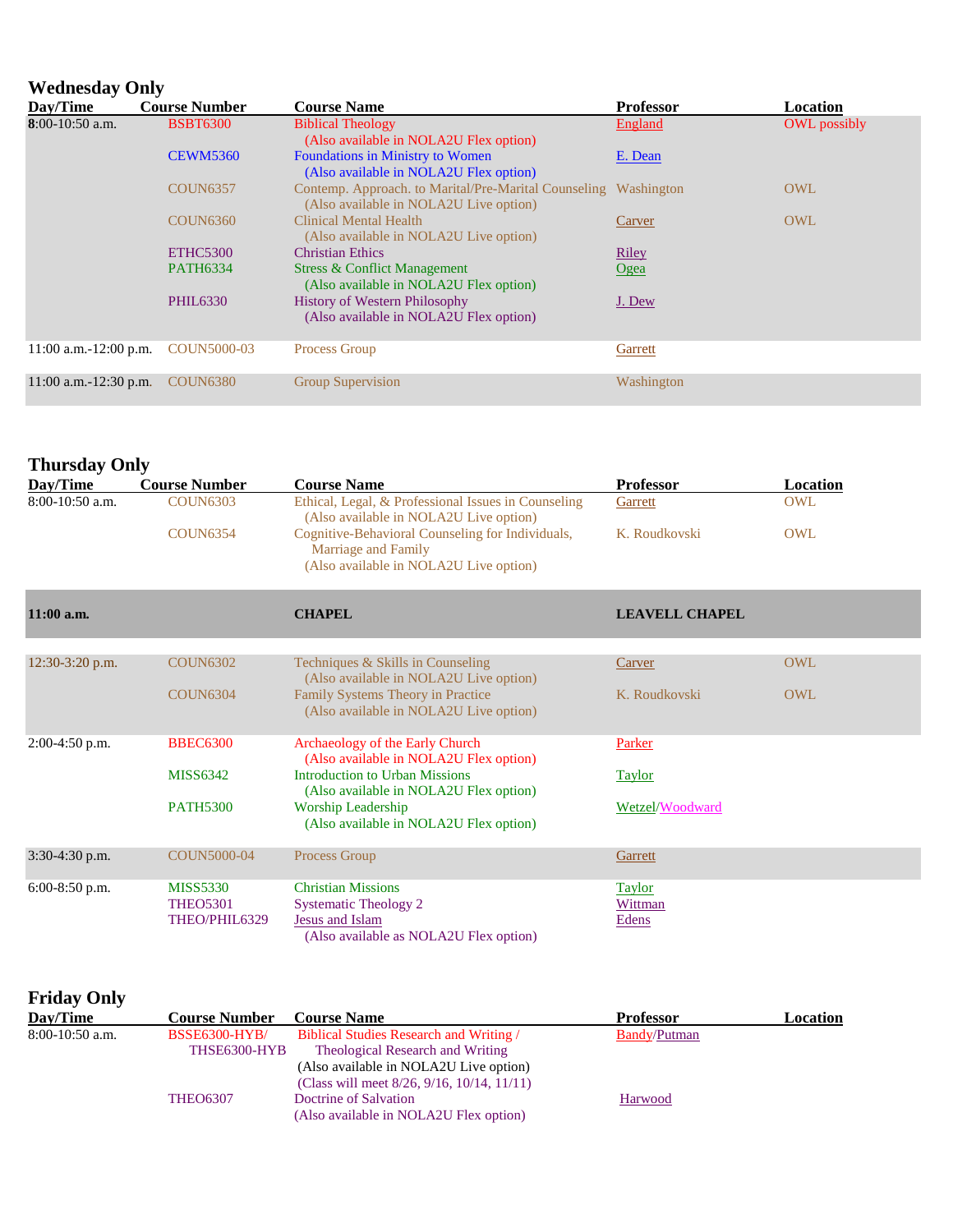## Wednesday Only

| Day/Time | Course Number | Course Name | Professor | Location |
|---|---|---|---|---|
| 8:00-10:50 a.m. | BSBT6300 | Biblical Theology (Also available in NOLA2U Flex option) | England | OWL possibly |
| | CEWM5360 | Foundations in Ministry to Women (Also available in NOLA2U Flex option) | E. Dean | |
| | COUN6357 | Contemp. Approach. to Marital/Pre-Marital Counseling (Also available in NOLA2U Live option) | Washington | OWL |
| | COUN6360 | Clinical Mental Health (Also available in NOLA2U Live option) | Carver | OWL |
| | ETHC5300 | Christian Ethics | Riley | |
| | PATH6334 | Stress & Conflict Management (Also available in NOLA2U Flex option) | Ogea | |
| | PHIL6330 | History of Western Philosophy (Also available in NOLA2U Flex option) | J. Dew | |
| 11:00 a.m.-12:00 p.m. | COUN5000-03 | Process Group | Garrett | |
| 11:00 a.m.-12:30 p.m. | COUN6380 | Group Supervision | Washington | |

## Thursday Only

| Day/Time | Course Number | Course Name | Professor | Location |
|---|---|---|---|---|
| 8:00-10:50 a.m. | COUN6303 | Ethical, Legal, & Professional Issues in Counseling (Also available in NOLA2U Live option) | Garrett | OWL |
| | COUN6354 | Cognitive-Behavioral Counseling for Individuals, Marriage and Family (Also available in NOLA2U Live option) | K. Roudkovski | OWL |
| **11:00 a.m.** | | **CHAPEL** | **LEAVELL CHAPEL** | |
| 12:30-3:20 p.m. | COUN6302 | Techniques & Skills in Counseling (Also available in NOLA2U Live option) | Carver | OWL |
| | COUN6304 | Family Systems Theory in Practice (Also available in NOLA2U Live option) | K. Roudkovski | OWL |
| 2:00-4:50 p.m. | BBEC6300 | Archaeology of the Early Church (Also available in NOLA2U Flex option) | Parker | |
| | MISS6342 | Introduction to Urban Missions (Also available in NOLA2U Flex option) | Taylor | |
| | PATH5300 | Worship Leadership (Also available in NOLA2U Flex option) | Wetzel/Woodward | |
| 3:30-4:30 p.m. | COUN5000-04 | Process Group | Garrett | |
| 6:00-8:50 p.m. | MISS5330 | Christian Missions | Taylor | |
| | THEO5301 | Systematic Theology 2 | Wittman | |
| | THEO/PHIL6329 | Jesus and Islam (Also available as NOLA2U Flex option) | Edens | |

## Friday Only

| Day/Time | Course Number | Course Name | Professor | Location |
|---|---|---|---|---|
| 8:00-10:50 a.m. | BSSE6300-HYB/ THSE6300-HYB | Biblical Studies Research and Writing / Theological Research and Writing (Also available in NOLA2U Live option) (Class will meet 8/26, 9/16, 10/14, 11/11) | Bandy/Putman | |
| | THEO6307 | Doctrine of Salvation (Also available in NOLA2U Flex option) | Harwood | |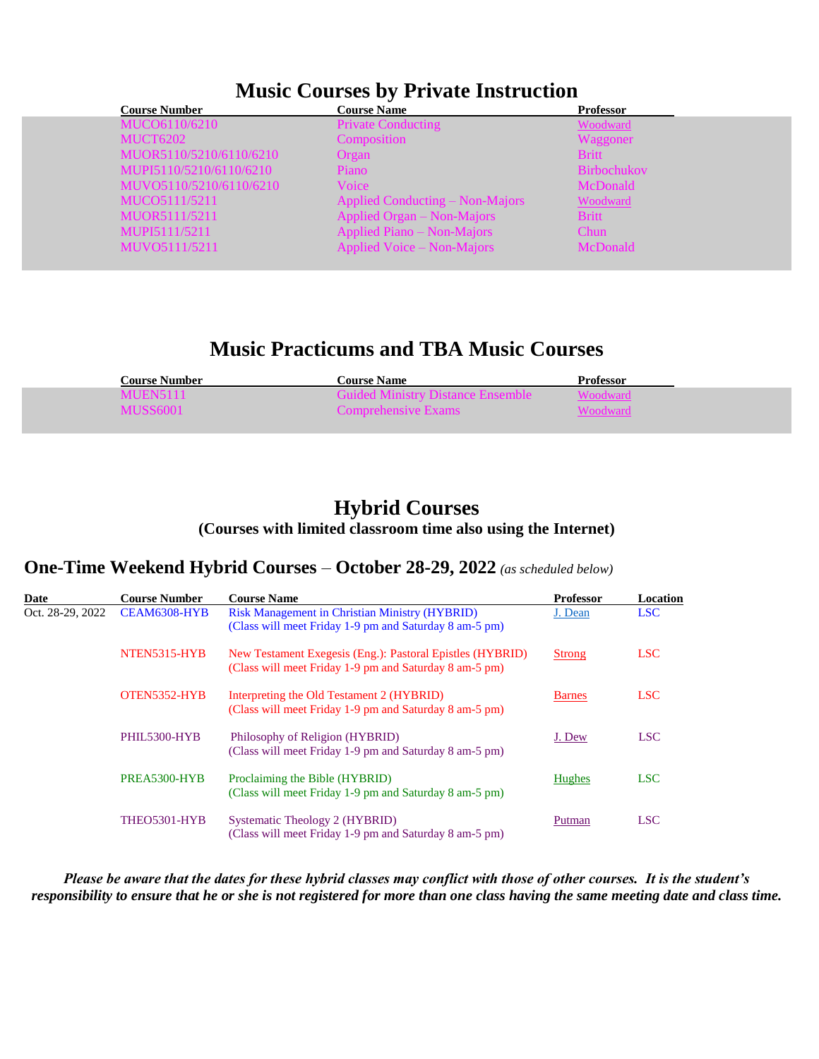# Music Courses by Private Instruction

| Course Number | Course Name | Professor |
|---|---|---|
| MUCO6110/6210 | Private Conducting | Woodward |
| MUCT6202 | Composition | Waggoner |
| MUOR5110/5210/6110/6210 | Organ | Britt |
| MUPI5110/5210/6110/6210 | Piano | Birbochukov |
| MUVO5110/5210/6110/6210 | Voice | McDonald |
| MUCO5111/5211 | Applied Conducting – Non-Majors | Woodward |
| MUOR5111/5211 | Applied Organ – Non-Majors | Britt |
| MUPI5111/5211 | Applied Piano – Non-Majors | Chun |
| MUVO5111/5211 | Applied Voice – Non-Majors | McDonald |

# Music Practicums and TBA Music Courses

| Course Number | Course Name | Professor |
|---|---|---|
| MUEN5111 | Guided Ministry Distance Ensemble | Woodward |
| MUSS6001 | Comprehensive Exams | Woodward |

# Hybrid Courses

### (Courses with limited classroom time also using the Internet)

## One-Time Weekend Hybrid Courses – October 28-29, 2022 *(as scheduled below)*

| Date | Course Number | Course Name | Professor | Location |
|---|---|---|---|---|
| Oct. 28-29, 2022 | CEAM6308-HYB | Risk Management in Christian Ministry (HYBRID) (Class will meet Friday 1-9 pm and Saturday 8 am-5 pm) | J. Dean | LSC |
| | NTEN5315-HYB | New Testament Exegesis (Eng.): Pastoral Epistles (HYBRID) (Class will meet Friday 1-9 pm and Saturday 8 am-5 pm) | Strong | LSC |
| | OTEN5352-HYB | Interpreting the Old Testament 2 (HYBRID) (Class will meet Friday 1-9 pm and Saturday 8 am-5 pm) | Barnes | LSC |
| | PHIL5300-HYB | Philosophy of Religion (HYBRID) (Class will meet Friday 1-9 pm and Saturday 8 am-5 pm) | J. Dew | LSC |
| | PREA5300-HYB | Proclaiming the Bible (HYBRID) (Class will meet Friday 1-9 pm and Saturday 8 am-5 pm) | Hughes | LSC |
| | THEO5301-HYB | Systematic Theology 2 (HYBRID) (Class will meet Friday 1-9 pm and Saturday 8 am-5 pm) | Putman | LSC |

***Please be aware that the dates for these hybrid classes may conflict with those of other courses. It is the student's responsibility to ensure that he or she is not registered for more than one class having the same meeting date and class time.***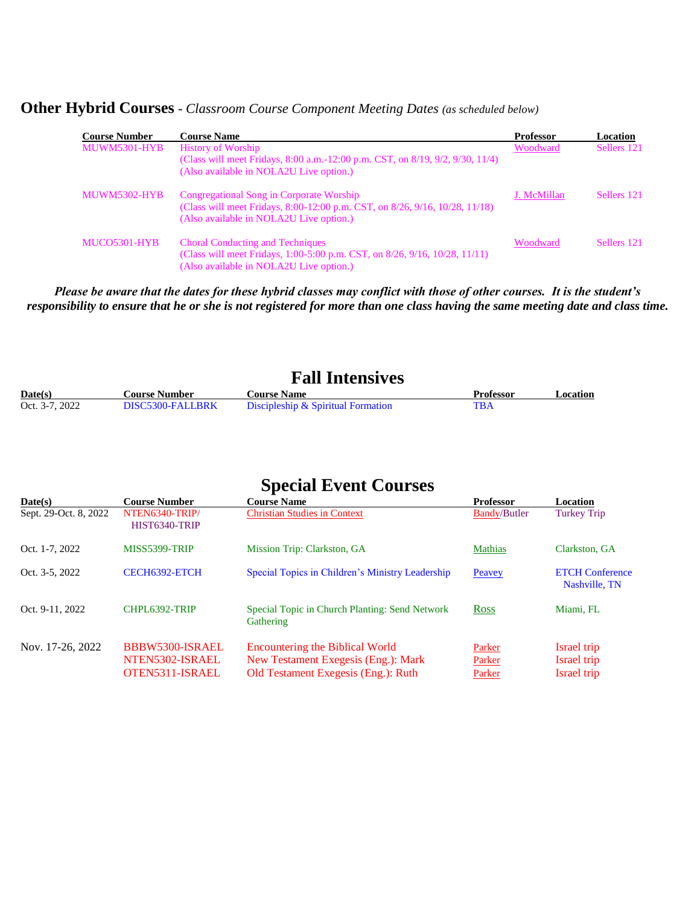## Other Hybrid Courses - *Classroom Course Component Meeting Dates (as scheduled below)*

| Course Number | Course Name | Professor | Location |
|---|---|---|---|
| MUWM5301-HYB | History of Worship<br>(Class will meet Fridays, 8:00 a.m.-12:00 p.m. CST, on 8/19, 9/2, 9/30, 11/4)<br>(Also available in NOLA2U Live option.) | Woodward | Sellers 121 |
| MUWM5302-HYB | Congregational Song in Corporate Worship<br>(Class will meet Fridays, 8:00-12:00 p.m. CST, on 8/26, 9/16, 10/28, 11/18)<br>(Also available in NOLA2U Live option.) | J. McMillan | Sellers 121 |
| MUCO5301-HYB | Choral Conducting and Techniques<br>(Class will meet Fridays, 1:00-5:00 p.m. CST, on 8/26, 9/16, 10/28, 11/11)<br>(Also available in NOLA2U Live option.) | Woodward | Sellers 121 |

***Please be aware that the dates for these hybrid classes may conflict with those of other courses. It is the student's responsibility to ensure that he or she is not registered for more than one class having the same meeting date and class time.***

# Fall Intensives

| Date(s) | Course Number | Course Name | Professor | Location |
|---|---|---|---|---|
| Oct. 3-7, 2022 | DISC5300-FALLBRK | Discipleship & Spiritual Formation | TBA | |

# Special Event Courses

| Date(s) | Course Number | Course Name | Professor | Location |
|---|---|---|---|---|
| Sept. 29-Oct. 8, 2022 | NTEN6340-TRIP/<br>HIST6340-TRIP | Christian Studies in Context | Bandy/Butler | Turkey Trip |
| Oct. 1-7, 2022 | MISS5399-TRIP | Mission Trip: Clarkston, GA | Mathias | Clarkston, GA |
| Oct. 3-5, 2022 | CECH6392-ETCH | Special Topics in Children's Ministry Leadership | Peavey | ETCH Conference<br>Nashville, TN |
| Oct. 9-11, 2022 | CHPL6392-TRIP | Special Topic in Church Planting: Send Network Gathering | Ross | Miami, FL |
| Nov. 17-26, 2022 | BBBW5300-ISRAEL | Encountering the Biblical World | Parker | Israel trip |
| | NTEN5302-ISRAEL | New Testament Exegesis (Eng.): Mark | Parker | Israel trip |
| | OTEN5311-ISRAEL | Old Testament Exegesis (Eng.): Ruth | Parker | Israel trip |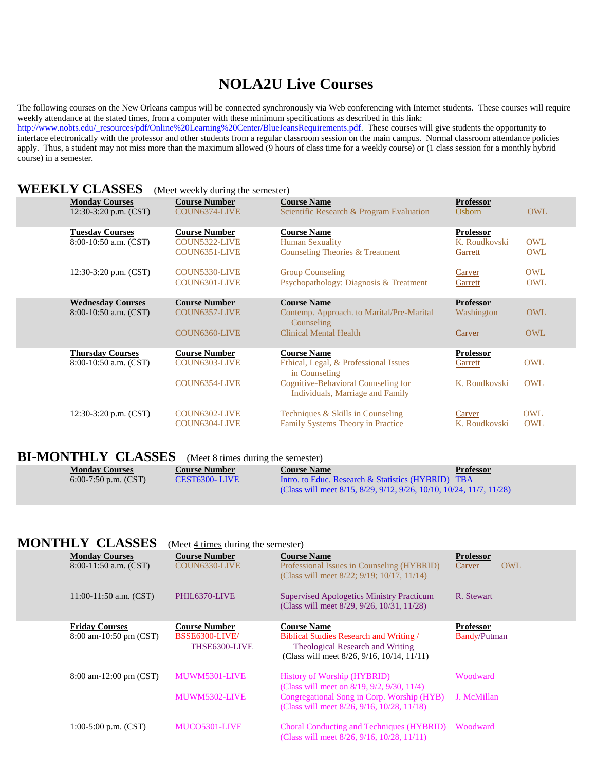# NOLA2U Live Courses

The following courses on the New Orleans campus will be connected synchronously via Web conferencing with Internet students. These courses will require weekly attendance at the stated times, from a computer with these minimum specifications as described in this link: http://www.nobts.edu/_resources/pdf/Online%20Learning%20Center/BlueJeansRequirements.pdf. These courses will give students the opportunity to interface electronically with the professor and other students from a regular classroom session on the main campus. Normal classroom attendance policies apply. Thus, a student may not miss more than the maximum allowed (9 hours of class time for a weekly course) or (1 class session for a monthly hybrid course) in a semester.

## WEEKLY CLASSES (Meet weekly during the semester)

| Monday Courses | Course Number | Course Name | Professor | |
|---|---|---|---|---|
| 12:30-3:20 p.m. (CST) | COUN6374-LIVE | Scientific Research & Program Evaluation | Osborn | OWL |

| Tuesday Courses | Course Number | Course Name | Professor | |
|---|---|---|---|---|
| 8:00-10:50 a.m. (CST) | COUN5322-LIVE | Human Sexuality | K. Roudkovski | OWL |
| | COUN6351-LIVE | Counseling Theories & Treatment | Garrett | OWL |
| 12:30-3:20 p.m. (CST) | COUN5330-LIVE | Group Counseling | Carver | OWL |
| | COUN6301-LIVE | Psychopathology: Diagnosis & Treatment | Garrett | OWL |

| Wednesday Courses | Course Number | Course Name | Professor | |
|---|---|---|---|---|
| 8:00-10:50 a.m. (CST) | COUN6357-LIVE | Contemp. Approach. to Marital/Pre-Marital Counseling | Washington | OWL |
| | COUN6360-LIVE | Clinical Mental Health | Carver | OWL |

| Thursday Courses | Course Number | Course Name | Professor | |
|---|---|---|---|---|
| 8:00-10:50 a.m. (CST) | COUN6303-LIVE | Ethical, Legal, & Professional Issues in Counseling | Garrett | OWL |
| | COUN6354-LIVE | Cognitive-Behavioral Counseling for Individuals, Marriage and Family | K. Roudkovski | OWL |
| 12:30-3:20 p.m. (CST) | COUN6302-LIVE | Techniques & Skills in Counseling | Carver | OWL |
| | COUN6304-LIVE | Family Systems Theory in Practice | K. Roudkovski | OWL |

## BI-MONTHLY CLASSES (Meet 8 times during the semester)

| Monday Courses | Course Number | Course Name | Professor |
|---|---|---|---|
| 6:00-7:50 p.m. (CST) | CEST6300- LIVE | Intro. to Educ. Research & Statistics (HYBRID) (Class will meet 8/15, 8/29, 9/12, 9/26, 10/10, 10/24, 11/7, 11/28) | TBA |

## MONTHLY CLASSES (Meet 4 times during the semester)

| Monday Courses | Course Number | Course Name | Professor | |
|---|---|---|---|---|
| 8:00-11:50 a.m. (CST) | COUN6330-LIVE | Professional Issues in Counseling (HYBRID) (Class will meet 8/22; 9/19; 10/17, 11/14) | Carver | OWL |
| 11:00-11:50 a.m. (CST) | PHIL6370-LIVE | Supervised Apologetics Ministry Practicum (Class will meet 8/29, 9/26, 10/31, 11/28) | R. Stewart | |

| Friday Courses | Course Number | Course Name | Professor |
|---|---|---|---|
| 8:00 am-10:50 pm (CST) | BSSE6300-LIVE/ THSE6300-LIVE | Biblical Studies Research and Writing / Theological Research and Writing (Class will meet 8/26, 9/16, 10/14, 11/11) | Bandy/Putman |
| 8:00 am-12:00 pm (CST) | MUWM5301-LIVE | History of Worship (HYBRID) (Class will meet on 8/19, 9/2, 9/30, 11/4) | Woodward |
| | MUWM5302-LIVE | Congregational Song in Corp. Worship (HYB) (Class will meet 8/26, 9/16, 10/28, 11/18) | J. McMillan |
| 1:00-5:00 p.m. (CST) | MUCO5301-LIVE | Choral Conducting and Techniques (HYBRID) (Class will meet 8/26, 9/16, 10/28, 11/11) | Woodward |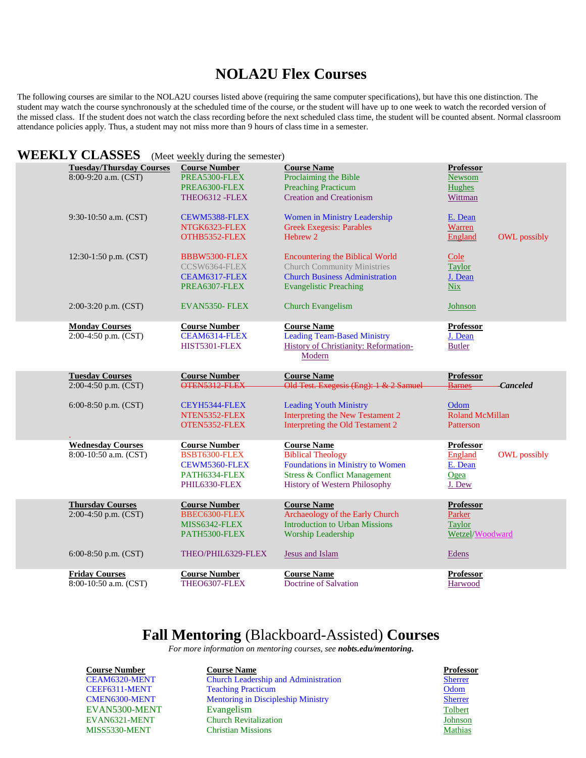# NOLA2U Flex Courses

The following courses are similar to the NOLA2U courses listed above (requiring the same computer specifications), but have this one distinction. The student may watch the course synchronously at the scheduled time of the course, or the student will have up to one week to watch the recorded version of the missed class. If the student does not watch the class recording before the next scheduled class time, the student will be counted absent. Normal classroom attendance policies apply. Thus, a student may not miss more than 9 hours of class time in a semester.

## WEEKLY CLASSES (Meet weekly during the semester)

| Tuesday/Thursday Courses | Course Number | Course Name | Professor | |
|---|---|---|---|---|
| 8:00-9:20 a.m. (CST) | PREA5300-FLEX | Proclaiming the Bible | Newsom | |
| | PREA6300-FLEX | Preaching Practicum | Hughes | |
| | THEO6312 -FLEX | Creation and Creationism | Wittman | |
| 9:30-10:50 a.m. (CST) | CEWM5388-FLEX | Women in Ministry Leadership | E. Dean | |
| | NTGK6323-FLEX | Greek Exegesis: Parables | Warren | |
| | OTHB5352-FLEX | Hebrew 2 | England | OWL possibly |
| 12:30-1:50 p.m. (CST) | BBBW5300-FLEX | Encountering the Biblical World | Cole | |
| | CCSW6364-FLEX | Church Community Ministries | Taylor | |
| | CEAM6317-FLEX | Church Business Administration | J. Dean | |
| | PREA6307-FLEX | Evangelistic Preaching | Nix | |
| 2:00-3:20 p.m. (CST) | EVAN5350- FLEX | Church Evangelism | Johnson | |

| Monday Courses | Course Number | Course Name | Professor |
|---|---|---|---|
| 2:00-4:50 p.m. (CST) | CEAM6314-FLEX | Leading Team-Based Ministry | J. Dean |
| | HIST5301-FLEX | History of Christianity: Reformation-Modern | Butler |

| Tuesday Courses | Course Number | Course Name | Professor | |
|---|---|---|---|---|
| 2:00-4:50 p.m. (CST) | ~~OTEN5312-FLEX~~ | ~~Old Test. Exegesis (Eng): 1 & 2 Samuel~~ | ~~Barnes~~ | ***Canceled*** |
| 6:00-8:50 p.m. (CST) | CEYH5344-FLEX | Leading Youth Ministry | Odom | |
| | NTEN5352-FLEX | Interpreting the New Testament 2 | Roland McMillan | |
| | OTEN5352-FLEX | Interpreting the Old Testament 2 | Patterson | |

| Wednesday Courses | Course Number | Course Name | Professor | |
|---|---|---|---|---|
| 8:00-10:50 a.m. (CST) | BSBT6300-FLEX | Biblical Theology | England | OWL possibly |
| | CEWM5360-FLEX | Foundations in Ministry to Women | E. Dean | |
| | PATH6334-FLEX | Stress & Conflict Management | Ogea | |
| | PHIL6330-FLEX | History of Western Philosophy | J. Dew | |

| Thursday Courses | Course Number | Course Name | Professor |
|---|---|---|---|
| 2:00-4:50 p.m. (CST) | BBEC6300-FLEX | Archaeology of the Early Church | Parker |
| | MISS6342-FLEX | Introduction to Urban Missions | Taylor |
| | PATH5300-FLEX | Worship Leadership | Wetzel/Woodward |
| 6:00-8:50 p.m. (CST) | THEO/PHIL6329-FLEX | Jesus and Islam | Edens |

| Friday Courses | Course Number | Course Name | Professor |
|---|---|---|---|
| 8:00-10:50 a.m. (CST) | THEO6307-FLEX | Doctrine of Salvation | Harwood |

# Fall Mentoring (Blackboard-Assisted) Courses

*For more information on mentoring courses, see **nobts.edu/mentoring.***

| Course Number | Course Name | Professor |
|---|---|---|
| CEAM6320-MENT | Church Leadership and Administration | Sherrer |
| CEEF6311-MENT | Teaching Practicum | Odom |
| CMEN6300-MENT | Mentoring in Discipleship Ministry | Sherrer |
| EVAN5300-MENT | Evangelism | Tolbert |
| EVAN6321-MENT | Church Revitalization | Johnson |
| MISS5330-MENT | Christian Missions | Mathias |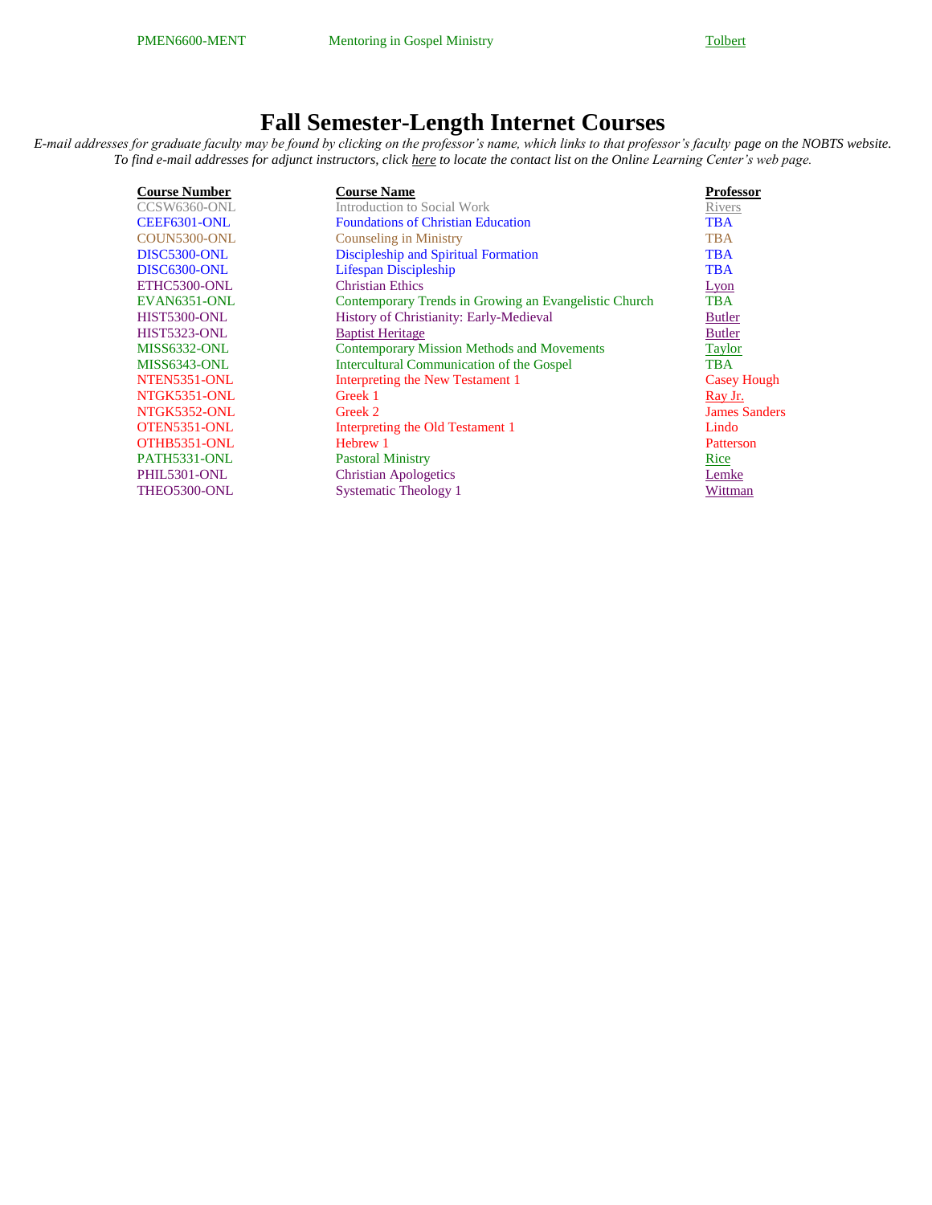| | | |
|---|---|---|
| PMEN6600-MENT | Mentoring in Gospel Ministry | Tolbert |

# Fall Semester-Length Internet Courses

*E-mail addresses for graduate faculty may be found by clicking on the professor's name, which links to that professor's faculty page on the NOBTS website. To find e-mail addresses for adjunct instructors, click here to locate the contact list on the Online Learning Center's web page.*

| Course Number | Course Name | Professor |
|---|---|---|
| CCSW6360-ONL | Introduction to Social Work | Rivers |
| CEEF6301-ONL | Foundations of Christian Education | TBA |
| COUN5300-ONL | Counseling in Ministry | TBA |
| DISC5300-ONL | Discipleship and Spiritual Formation | TBA |
| DISC6300-ONL | Lifespan Discipleship | TBA |
| ETHC5300-ONL | Christian Ethics | Lyon |
| EVAN6351-ONL | Contemporary Trends in Growing an Evangelistic Church | TBA |
| HIST5300-ONL | History of Christianity: Early-Medieval | Butler |
| HIST5323-ONL | Baptist Heritage | Butler |
| MISS6332-ONL | Contemporary Mission Methods and Movements | Taylor |
| MISS6343-ONL | Intercultural Communication of the Gospel | TBA |
| NTEN5351-ONL | Interpreting the New Testament 1 | Casey Hough |
| NTGK5351-ONL | Greek 1 | Ray Jr. |
| NTGK5352-ONL | Greek 2 | James Sanders |
| OTEN5351-ONL | Interpreting the Old Testament 1 | Lindo |
| OTHB5351-ONL | Hebrew 1 | Patterson |
| PATH5331-ONL | Pastoral Ministry | Rice |
| PHIL5301-ONL | Christian Apologetics | Lemke |
| THEO5300-ONL | Systematic Theology 1 | Wittman |